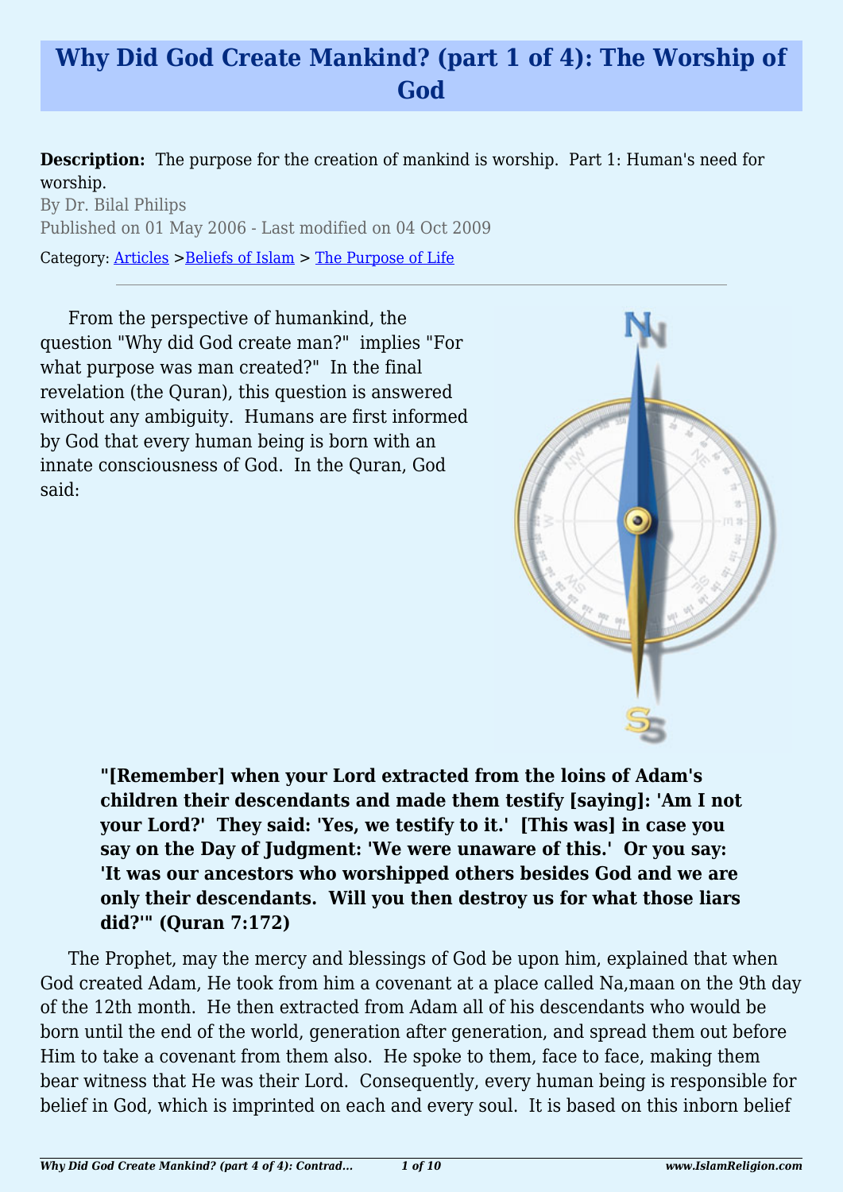# Why Did God Create Mankind? (part 1 of 4): The Worship of God

**Description:** The purpose for the creation of mankind is worship. Part 1: Human's need for worship.

By Dr. Bilal Philips

Published on 01 May 2006 - Last modified on 04 Oct 2009

Category: Articles >Beliefs of Islam > The Purpose of Life

---

From the perspective of humankind, the question "Why did God create man?" implies "For what purpose was man created?" In the final revelation (the Quran), this question is answered without any ambiguity. Humans are first informed by God that every human being is born with an innate consciousness of God. In the Quran, God said:

> **"[Remember] when your Lord extracted from the loins of Adam's children their descendants and made them testify [saying]: 'Am I not your Lord?' They said: 'Yes, we testify to it.' [This was] in case you say on the Day of Judgment: 'We were unaware of this.' Or you say: 'It was our ancestors who worshipped others besides God and we are only their descendants. Will you then destroy us for what those liars did?'" (Quran 7:172)**

The Prophet, may the mercy and blessings of God be upon him, explained that when God created Adam, He took from him a covenant at a place called Na,maan on the 9th day of the 12th month. He then extracted from Adam all of his descendants who would be born until the end of the world, generation after generation, and spread them out before Him to take a covenant from them also. He spoke to them, face to face, making them bear witness that He was their Lord. Consequently, every human being is responsible for belief in God, which is imprinted on each and every soul. It is based on this inborn belief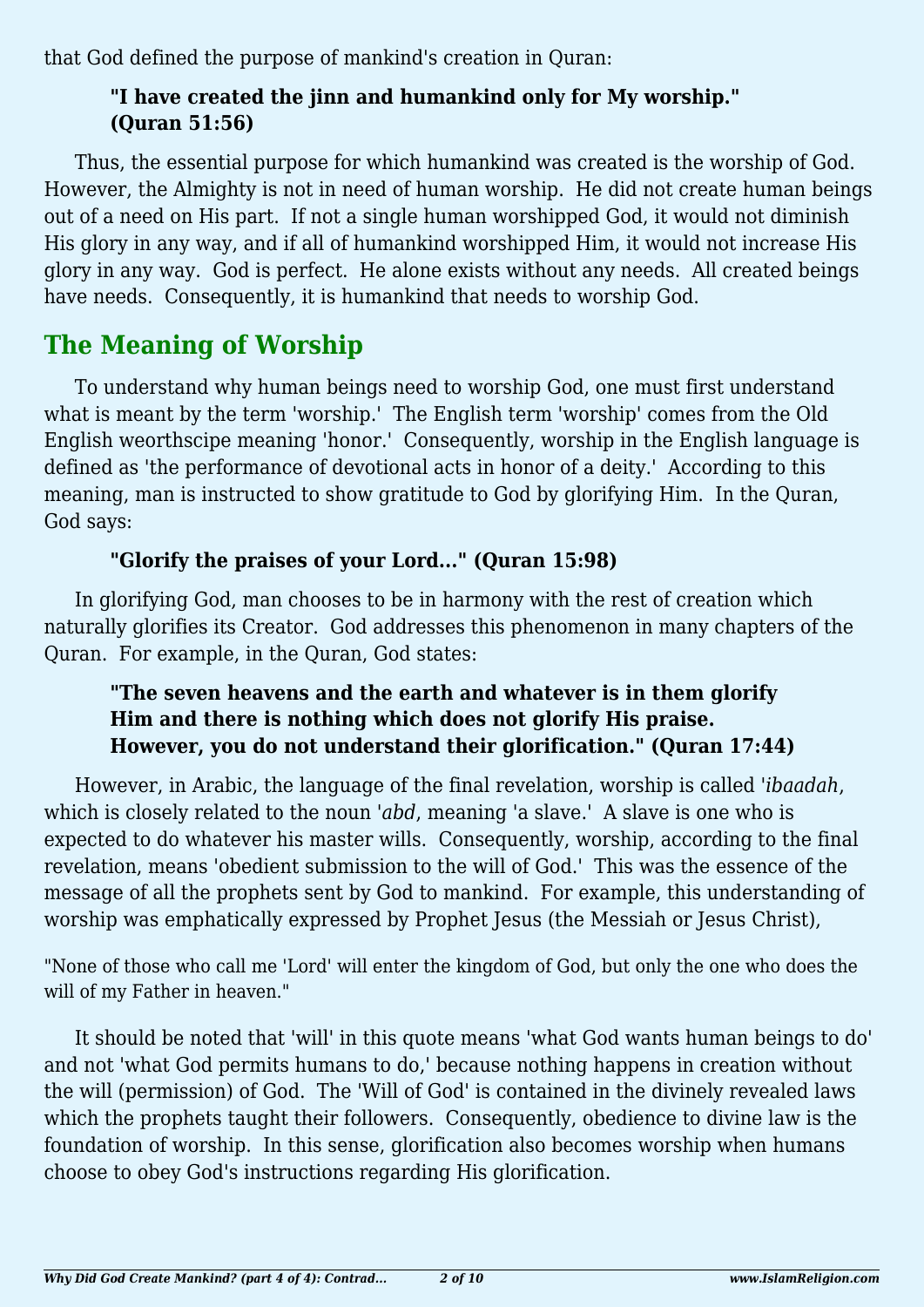that God defined the purpose of mankind's creation in Quran:

> **"I have created the jinn and humankind only for My worship." (Quran 51:56)**

Thus, the essential purpose for which humankind was created is the worship of God. However, the Almighty is not in need of human worship. He did not create human beings out of a need on His part. If not a single human worshipped God, it would not diminish His glory in any way, and if all of humankind worshipped Him, it would not increase His glory in any way. God is perfect. He alone exists without any needs. All created beings have needs. Consequently, it is humankind that needs to worship God.

## The Meaning of Worship

To understand why human beings need to worship God, one must first understand what is meant by the term 'worship.' The English term 'worship' comes from the Old English weorthscipe meaning 'honor.' Consequently, worship in the English language is defined as 'the performance of devotional acts in honor of a deity.' According to this meaning, man is instructed to show gratitude to God by glorifying Him. In the Quran, God says:

> **"Glorify the praises of your Lord..." (Quran 15:98)**

In glorifying God, man chooses to be in harmony with the rest of creation which naturally glorifies its Creator. God addresses this phenomenon in many chapters of the Quran. For example, in the Quran, God states:

> **"The seven heavens and the earth and whatever is in them glorify Him and there is nothing which does not glorify His praise. However, you do not understand their glorification." (Quran 17:44)**

However, in Arabic, the language of the final revelation, worship is called '*ibaadah*, which is closely related to the noun '*abd*, meaning 'a slave.' A slave is one who is expected to do whatever his master wills. Consequently, worship, according to the final revelation, means 'obedient submission to the will of God.' This was the essence of the message of all the prophets sent by God to mankind. For example, this understanding of worship was emphatically expressed by Prophet Jesus (the Messiah or Jesus Christ),

"None of those who call me 'Lord' will enter the kingdom of God, but only the one who does the will of my Father in heaven."

It should be noted that 'will' in this quote means 'what God wants human beings to do' and not 'what God permits humans to do,' because nothing happens in creation without the will (permission) of God. The 'Will of God' is contained in the divinely revealed laws which the prophets taught their followers. Consequently, obedience to divine law is the foundation of worship. In this sense, glorification also becomes worship when humans choose to obey God's instructions regarding His glorification.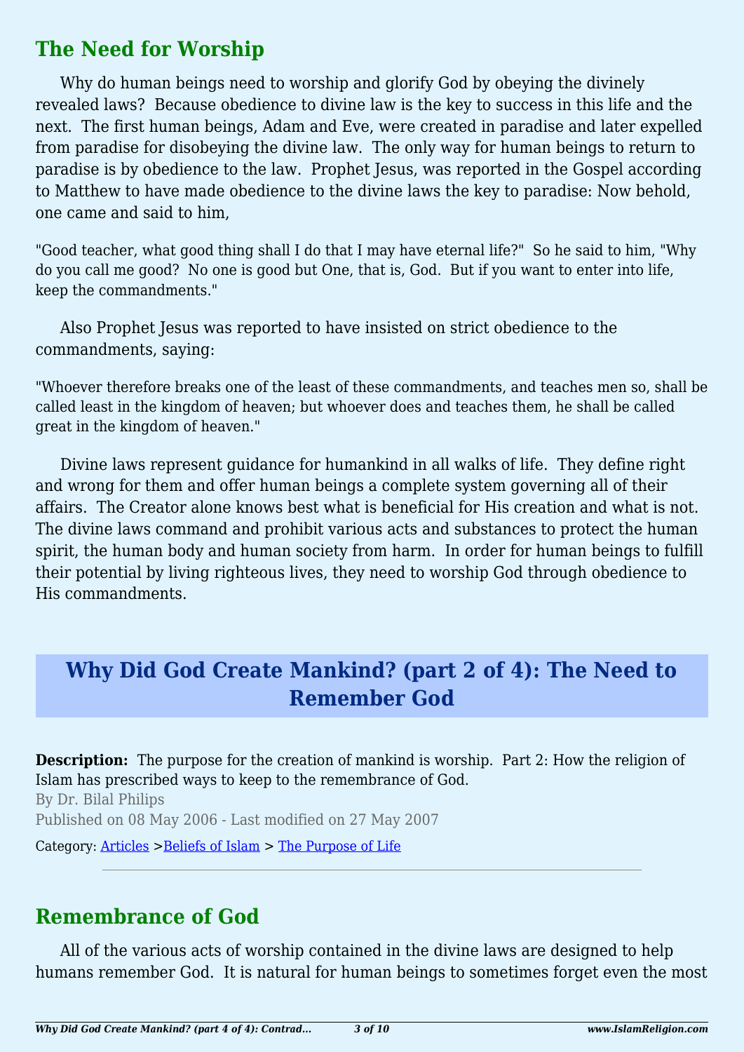## The Need for Worship

Why do human beings need to worship and glorify God by obeying the divinely revealed laws? Because obedience to divine law is the key to success in this life and the next. The first human beings, Adam and Eve, were created in paradise and later expelled from paradise for disobeying the divine law. The only way for human beings to return to paradise is by obedience to the law. Prophet Jesus, was reported in the Gospel according to Matthew to have made obedience to the divine laws the key to paradise: Now behold, one came and said to him,

"Good teacher, what good thing shall I do that I may have eternal life?" So he said to him, "Why do you call me good? No one is good but One, that is, God. But if you want to enter into life, keep the commandments."

Also Prophet Jesus was reported to have insisted on strict obedience to the commandments, saying:

"Whoever therefore breaks one of the least of these commandments, and teaches men so, shall be called least in the kingdom of heaven; but whoever does and teaches them, he shall be called great in the kingdom of heaven."

Divine laws represent guidance for humankind in all walks of life. They define right and wrong for them and offer human beings a complete system governing all of their affairs. The Creator alone knows best what is beneficial for His creation and what is not. The divine laws command and prohibit various acts and substances to protect the human spirit, the human body and human society from harm. In order for human beings to fulfill their potential by living righteous lives, they need to worship God through obedience to His commandments.

# Why Did God Create Mankind? (part 2 of 4): The Need to Remember God

**Description:** The purpose for the creation of mankind is worship. Part 2: How the religion of Islam has prescribed ways to keep to the remembrance of God.

By Dr. Bilal Philips

Published on 08 May 2006 - Last modified on 27 May 2007

Category: Articles >Beliefs of Islam > The Purpose of Life

---

## Remembrance of God

All of the various acts of worship contained in the divine laws are designed to help humans remember God. It is natural for human beings to sometimes forget even the most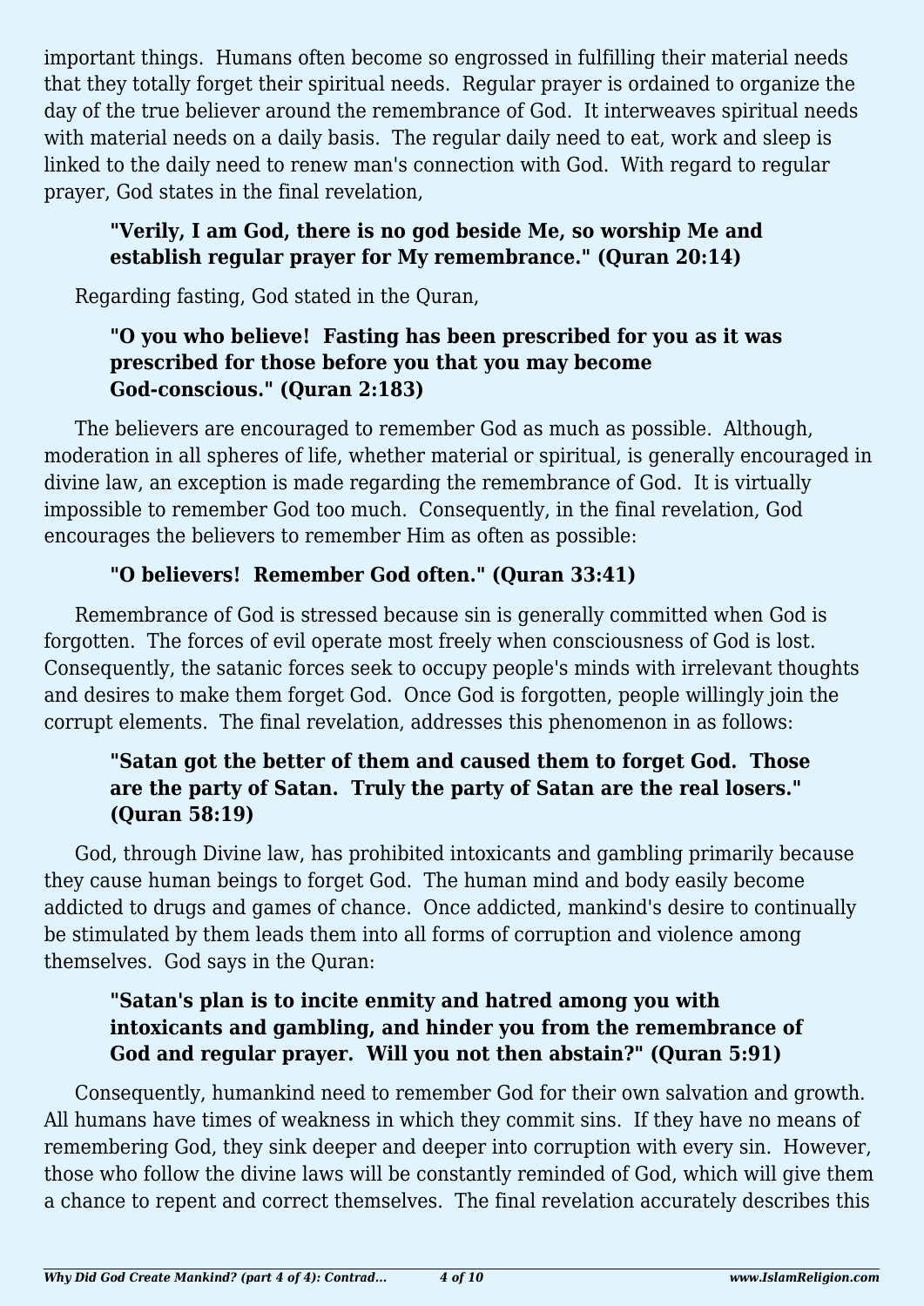important things. Humans often become so engrossed in fulfilling their material needs that they totally forget their spiritual needs. Regular prayer is ordained to organize the day of the true believer around the remembrance of God. It interweaves spiritual needs with material needs on a daily basis. The regular daily need to eat, work and sleep is linked to the daily need to renew man's connection with God. With regard to regular prayer, God states in the final revelation,

> **"Verily, I am God, there is no god beside Me, so worship Me and establish regular prayer for My remembrance." (Quran 20:14)**

Regarding fasting, God stated in the Quran,

> **"O you who believe! Fasting has been prescribed for you as it was prescribed for those before you that you may become God-conscious." (Quran 2:183)**

The believers are encouraged to remember God as much as possible. Although, moderation in all spheres of life, whether material or spiritual, is generally encouraged in divine law, an exception is made regarding the remembrance of God. It is virtually impossible to remember God too much. Consequently, in the final revelation, God encourages the believers to remember Him as often as possible:

> **"O believers! Remember God often." (Quran 33:41)**

Remembrance of God is stressed because sin is generally committed when God is forgotten. The forces of evil operate most freely when consciousness of God is lost. Consequently, the satanic forces seek to occupy people's minds with irrelevant thoughts and desires to make them forget God. Once God is forgotten, people willingly join the corrupt elements. The final revelation, addresses this phenomenon in as follows:

> **"Satan got the better of them and caused them to forget God. Those are the party of Satan. Truly the party of Satan are the real losers." (Quran 58:19)**

God, through Divine law, has prohibited intoxicants and gambling primarily because they cause human beings to forget God. The human mind and body easily become addicted to drugs and games of chance. Once addicted, mankind's desire to continually be stimulated by them leads them into all forms of corruption and violence among themselves. God says in the Quran:

> **"Satan's plan is to incite enmity and hatred among you with intoxicants and gambling, and hinder you from the remembrance of God and regular prayer. Will you not then abstain?" (Quran 5:91)**

Consequently, humankind need to remember God for their own salvation and growth. All humans have times of weakness in which they commit sins. If they have no means of remembering God, they sink deeper and deeper into corruption with every sin. However, those who follow the divine laws will be constantly reminded of God, which will give them a chance to repent and correct themselves. The final revelation accurately describes this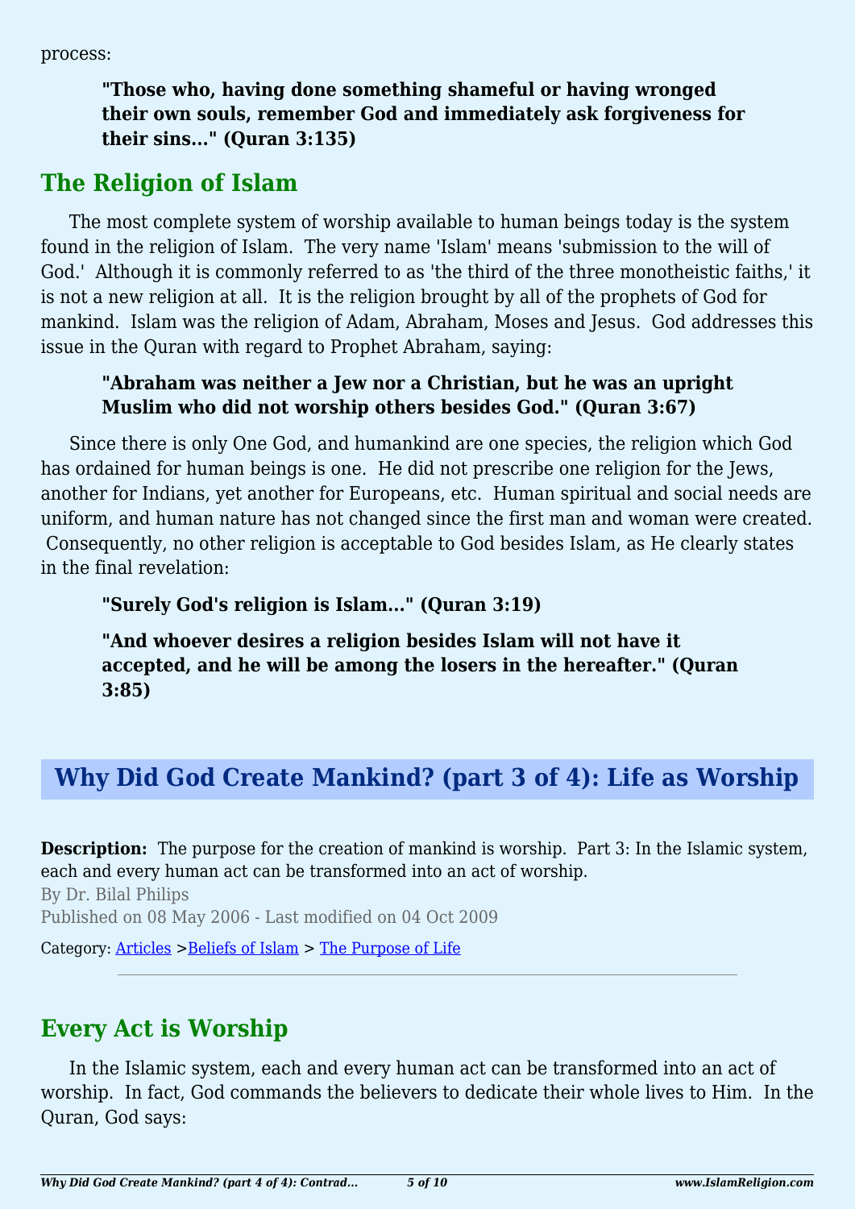process:

> **"Those who, having done something shameful or having wronged their own souls, remember God and immediately ask forgiveness for their sins…" (Quran 3:135)**

## The Religion of Islam

The most complete system of worship available to human beings today is the system found in the religion of Islam. The very name 'Islam' means 'submission to the will of God.' Although it is commonly referred to as 'the third of the three monotheistic faiths,' it is not a new religion at all. It is the religion brought by all of the prophets of God for mankind. Islam was the religion of Adam, Abraham, Moses and Jesus. God addresses this issue in the Quran with regard to Prophet Abraham, saying:

> **"Abraham was neither a Jew nor a Christian, but he was an upright Muslim who did not worship others besides God." (Quran 3:67)**

Since there is only One God, and humankind are one species, the religion which God has ordained for human beings is one. He did not prescribe one religion for the Jews, another for Indians, yet another for Europeans, etc. Human spiritual and social needs are uniform, and human nature has not changed since the first man and woman were created. Consequently, no other religion is acceptable to God besides Islam, as He clearly states in the final revelation:

> **"Surely God's religion is Islam…" (Quran 3:19)**

> **"And whoever desires a religion besides Islam will not have it accepted, and he will be among the losers in the hereafter." (Quran 3:85)**

# Why Did God Create Mankind? (part 3 of 4): Life as Worship

**Description:** The purpose for the creation of mankind is worship. Part 3: In the Islamic system, each and every human act can be transformed into an act of worship.

By Dr. Bilal Philips

Published on 08 May 2006 - Last modified on 04 Oct 2009

Category: Articles >Beliefs of Islam > The Purpose of Life

---

## Every Act is Worship

In the Islamic system, each and every human act can be transformed into an act of worship. In fact, God commands the believers to dedicate their whole lives to Him. In the Quran, God says: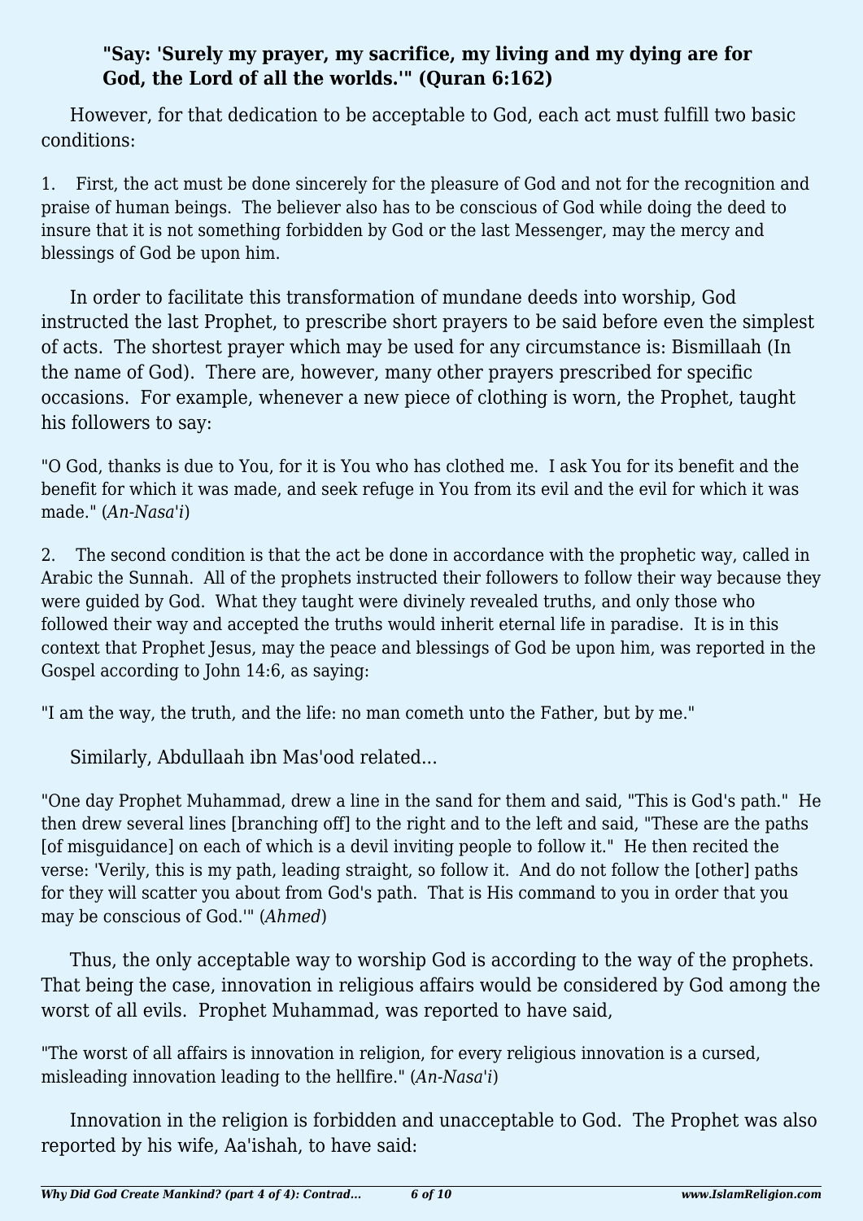**"Say: 'Surely my prayer, my sacrifice, my living and my dying are for God, the Lord of all the worlds.'" (Quran 6:162)**

However, for that dedication to be acceptable to God, each act must fulfill two basic conditions:

1. First, the act must be done sincerely for the pleasure of God and not for the recognition and praise of human beings. The believer also has to be conscious of God while doing the deed to insure that it is not something forbidden by God or the last Messenger, may the mercy and blessings of God be upon him.

In order to facilitate this transformation of mundane deeds into worship, God instructed the last Prophet, to prescribe short prayers to be said before even the simplest of acts. The shortest prayer which may be used for any circumstance is: Bismillaah (In the name of God). There are, however, many other prayers prescribed for specific occasions. For example, whenever a new piece of clothing is worn, the Prophet, taught his followers to say:

"O God, thanks is due to You, for it is You who has clothed me. I ask You for its benefit and the benefit for which it was made, and seek refuge in You from its evil and the evil for which it was made." (*An-Nasa'i*)

2. The second condition is that the act be done in accordance with the prophetic way, called in Arabic the Sunnah. All of the prophets instructed their followers to follow their way because they were guided by God. What they taught were divinely revealed truths, and only those who followed their way and accepted the truths would inherit eternal life in paradise. It is in this context that Prophet Jesus, may the peace and blessings of God be upon him, was reported in the Gospel according to John 14:6, as saying:

"I am the way, the truth, and the life: no man cometh unto the Father, but by me."

Similarly, Abdullaah ibn Mas'ood related...

"One day Prophet Muhammad, drew a line in the sand for them and said, "This is God's path." He then drew several lines [branching off] to the right and to the left and said, "These are the paths [of misguidance] on each of which is a devil inviting people to follow it." He then recited the verse: 'Verily, this is my path, leading straight, so follow it. And do not follow the [other] paths for they will scatter you about from God's path. That is His command to you in order that you may be conscious of God.'" (*Ahmed*)

Thus, the only acceptable way to worship God is according to the way of the prophets. That being the case, innovation in religious affairs would be considered by God among the worst of all evils. Prophet Muhammad, was reported to have said,

"The worst of all affairs is innovation in religion, for every religious innovation is a cursed, misleading innovation leading to the hellfire." (*An-Nasa'i*)

Innovation in the religion is forbidden and unacceptable to God. The Prophet was also reported by his wife, Aa'ishah, to have said: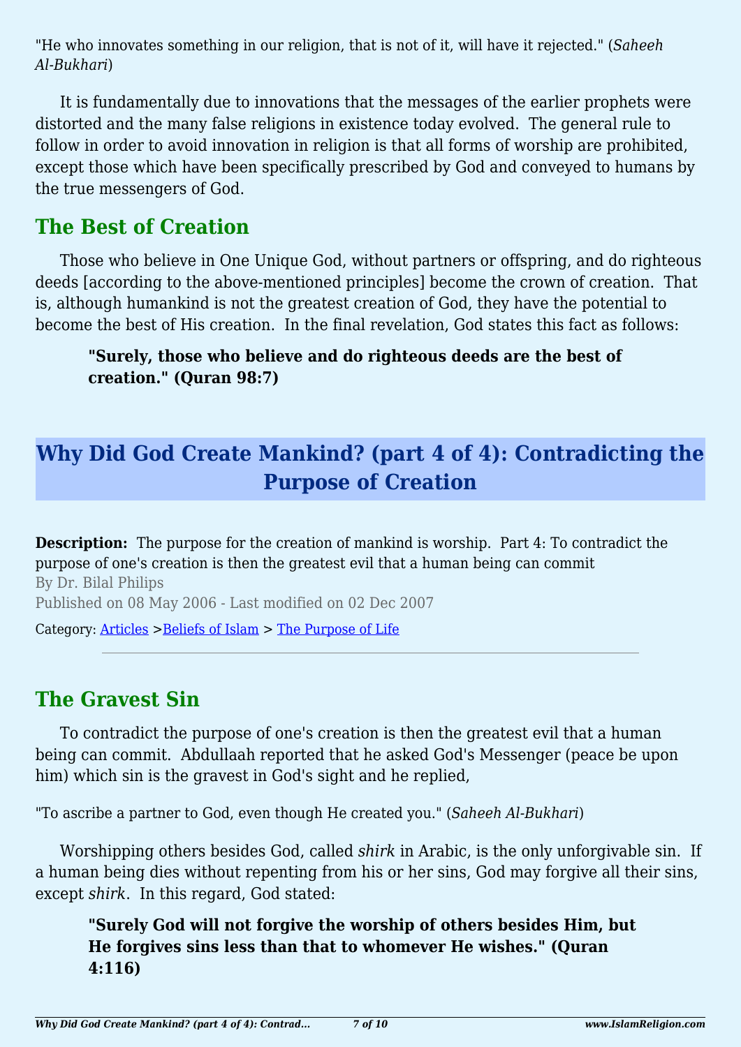"He who innovates something in our religion, that is not of it, will have it rejected." (*Saheeh Al-Bukhari*)

It is fundamentally due to innovations that the messages of the earlier prophets were distorted and the many false religions in existence today evolved. The general rule to follow in order to avoid innovation in religion is that all forms of worship are prohibited, except those which have been specifically prescribed by God and conveyed to humans by the true messengers of God.

## The Best of Creation

Those who believe in One Unique God, without partners or offspring, and do righteous deeds [according to the above-mentioned principles] become the crown of creation. That is, although humankind is not the greatest creation of God, they have the potential to become the best of His creation. In the final revelation, God states this fact as follows:

> **"Surely, those who believe and do righteous deeds are the best of creation." (Quran 98:7)**

# Why Did God Create Mankind? (part 4 of 4): Contradicting the Purpose of Creation

**Description:** The purpose for the creation of mankind is worship. Part 4: To contradict the purpose of one's creation is then the greatest evil that a human being can commit

By Dr. Bilal Philips

Published on 08 May 2006 - Last modified on 02 Dec 2007

Category: Articles >Beliefs of Islam > The Purpose of Life

---

## The Gravest Sin

To contradict the purpose of one's creation is then the greatest evil that a human being can commit. Abdullaah reported that he asked God's Messenger (peace be upon him) which sin is the gravest in God's sight and he replied,

"To ascribe a partner to God, even though He created you." (*Saheeh Al-Bukhari*)

Worshipping others besides God, called *shirk* in Arabic, is the only unforgivable sin. If a human being dies without repenting from his or her sins, God may forgive all their sins, except *shirk*. In this regard, God stated:

> **"Surely God will not forgive the worship of others besides Him, but He forgives sins less than that to whomever He wishes." (Quran 4:116)**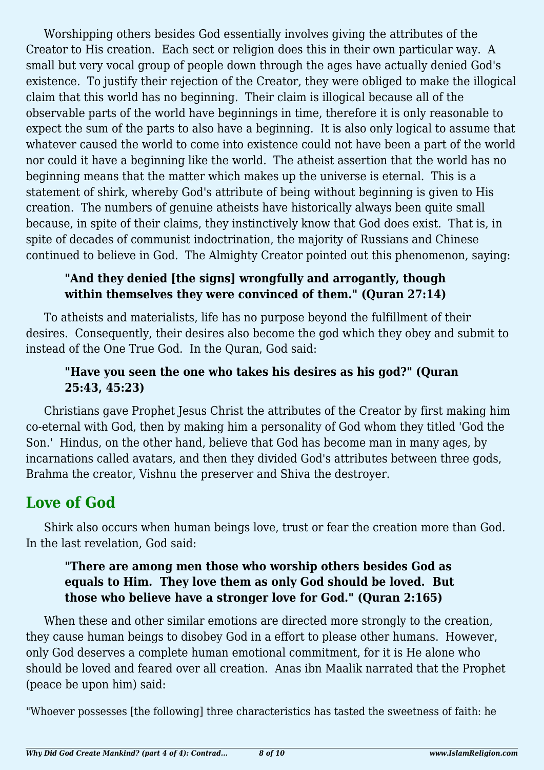Worshipping others besides God essentially involves giving the attributes of the Creator to His creation. Each sect or religion does this in their own particular way. A small but very vocal group of people down through the ages have actually denied God's existence. To justify their rejection of the Creator, they were obliged to make the illogical claim that this world has no beginning. Their claim is illogical because all of the observable parts of the world have beginnings in time, therefore it is only reasonable to expect the sum of the parts to also have a beginning. It is also only logical to assume that whatever caused the world to come into existence could not have been a part of the world nor could it have a beginning like the world. The atheist assertion that the world has no beginning means that the matter which makes up the universe is eternal. This is a statement of shirk, whereby God's attribute of being without beginning is given to His creation. The numbers of genuine atheists have historically always been quite small because, in spite of their claims, they instinctively know that God does exist. That is, in spite of decades of communist indoctrination, the majority of Russians and Chinese continued to believe in God. The Almighty Creator pointed out this phenomenon, saying:

> **"And they denied [the signs] wrongfully and arrogantly, though within themselves they were convinced of them." (Quran 27:14)**

To atheists and materialists, life has no purpose beyond the fulfillment of their desires. Consequently, their desires also become the god which they obey and submit to instead of the One True God. In the Quran, God said:

> **"Have you seen the one who takes his desires as his god?" (Quran 25:43, 45:23)**

Christians gave Prophet Jesus Christ the attributes of the Creator by first making him co-eternal with God, then by making him a personality of God whom they titled 'God the Son.' Hindus, on the other hand, believe that God has become man in many ages, by incarnations called avatars, and then they divided God's attributes between three gods, Brahma the creator, Vishnu the preserver and Shiva the destroyer.

## Love of God

Shirk also occurs when human beings love, trust or fear the creation more than God. In the last revelation, God said:

> **"There are among men those who worship others besides God as equals to Him. They love them as only God should be loved. But those who believe have a stronger love for God." (Quran 2:165)**

When these and other similar emotions are directed more strongly to the creation, they cause human beings to disobey God in a effort to please other humans. However, only God deserves a complete human emotional commitment, for it is He alone who should be loved and feared over all creation. Anas ibn Maalik narrated that the Prophet (peace be upon him) said:

"Whoever possesses [the following] three characteristics has tasted the sweetness of faith: he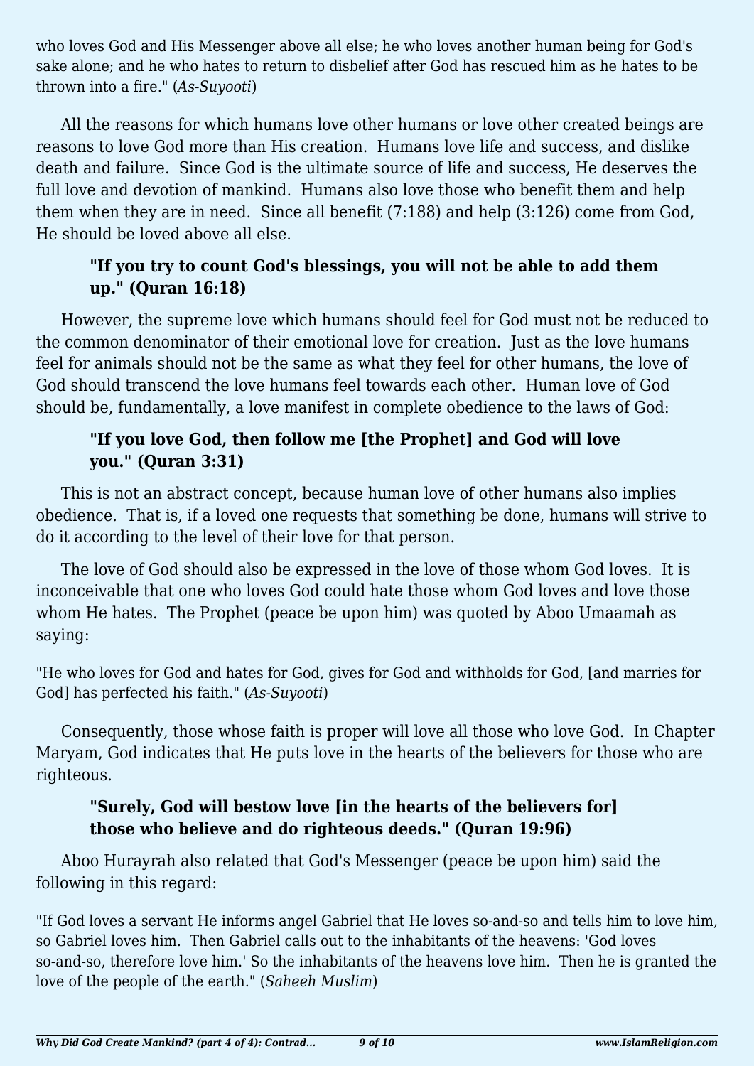who loves God and His Messenger above all else; he who loves another human being for God's sake alone; and he who hates to return to disbelief after God has rescued him as he hates to be thrown into a fire." (*As-Suyooti*)

All the reasons for which humans love other humans or love other created beings are reasons to love God more than His creation. Humans love life and success, and dislike death and failure. Since God is the ultimate source of life and success, He deserves the full love and devotion of mankind. Humans also love those who benefit them and help them when they are in need. Since all benefit (7:188) and help (3:126) come from God, He should be loved above all else.

> **"If you try to count God's blessings, you will not be able to add them up." (Quran 16:18)**

However, the supreme love which humans should feel for God must not be reduced to the common denominator of their emotional love for creation. Just as the love humans feel for animals should not be the same as what they feel for other humans, the love of God should transcend the love humans feel towards each other. Human love of God should be, fundamentally, a love manifest in complete obedience to the laws of God:

> **"If you love God, then follow me [the Prophet] and God will love you." (Quran 3:31)**

This is not an abstract concept, because human love of other humans also implies obedience. That is, if a loved one requests that something be done, humans will strive to do it according to the level of their love for that person.

The love of God should also be expressed in the love of those whom God loves. It is inconceivable that one who loves God could hate those whom God loves and love those whom He hates. The Prophet (peace be upon him) was quoted by Aboo Umaamah as saying:

"He who loves for God and hates for God, gives for God and withholds for God, [and marries for God] has perfected his faith." (*As-Suyooti*)

Consequently, those whose faith is proper will love all those who love God. In Chapter Maryam, God indicates that He puts love in the hearts of the believers for those who are righteous.

> **"Surely, God will bestow love [in the hearts of the believers for] those who believe and do righteous deeds." (Quran 19:96)**

Aboo Hurayrah also related that God's Messenger (peace be upon him) said the following in this regard:

"If God loves a servant He informs angel Gabriel that He loves so-and-so and tells him to love him, so Gabriel loves him. Then Gabriel calls out to the inhabitants of the heavens: 'God loves so-and-so, therefore love him.' So the inhabitants of the heavens love him. Then he is granted the love of the people of the earth." (*Saheeh Muslim*)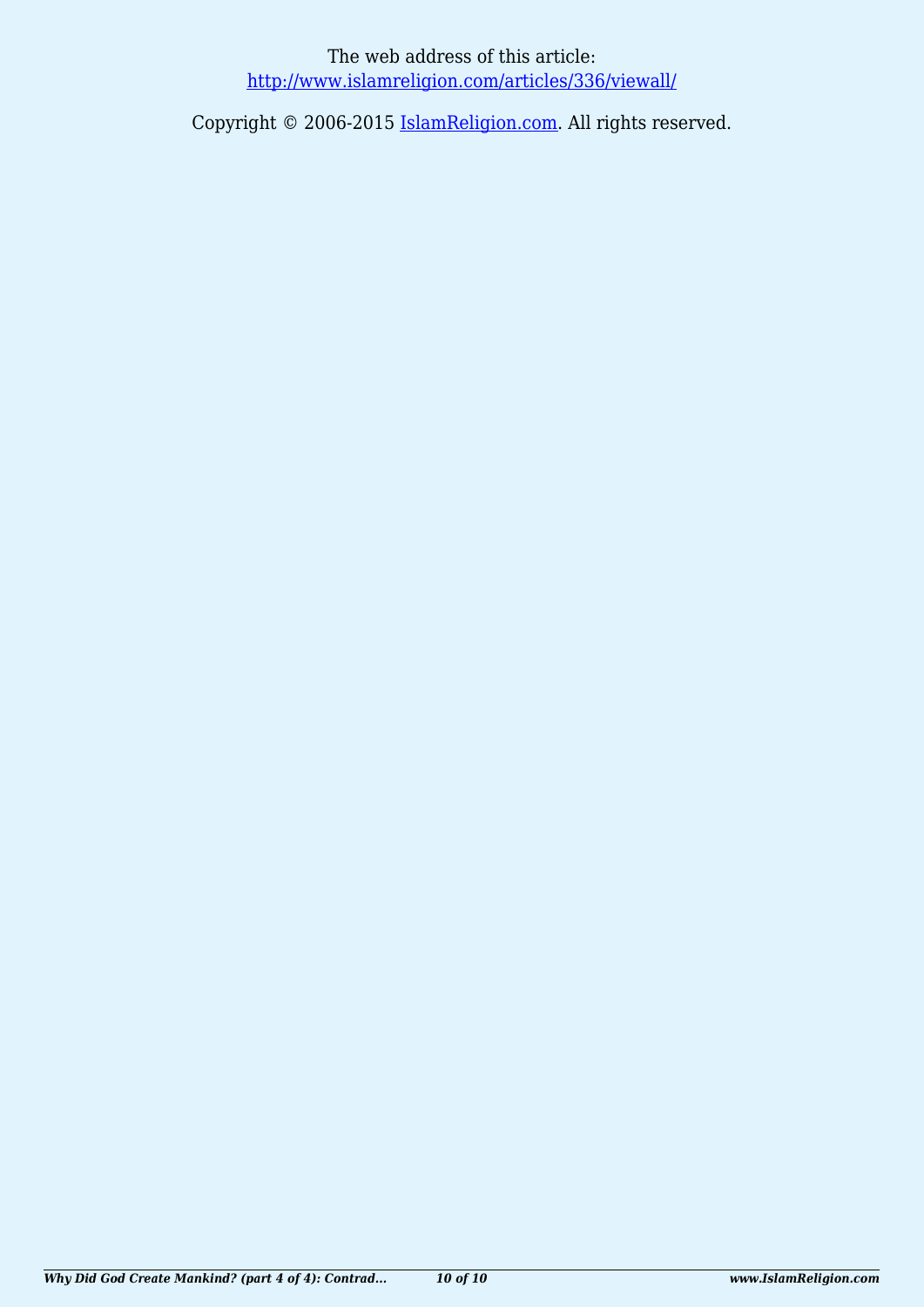The web address of this article:
http://www.islamreligion.com/articles/336/viewall/

Copyright © 2006-2015 IslamReligion.com. All rights reserved.